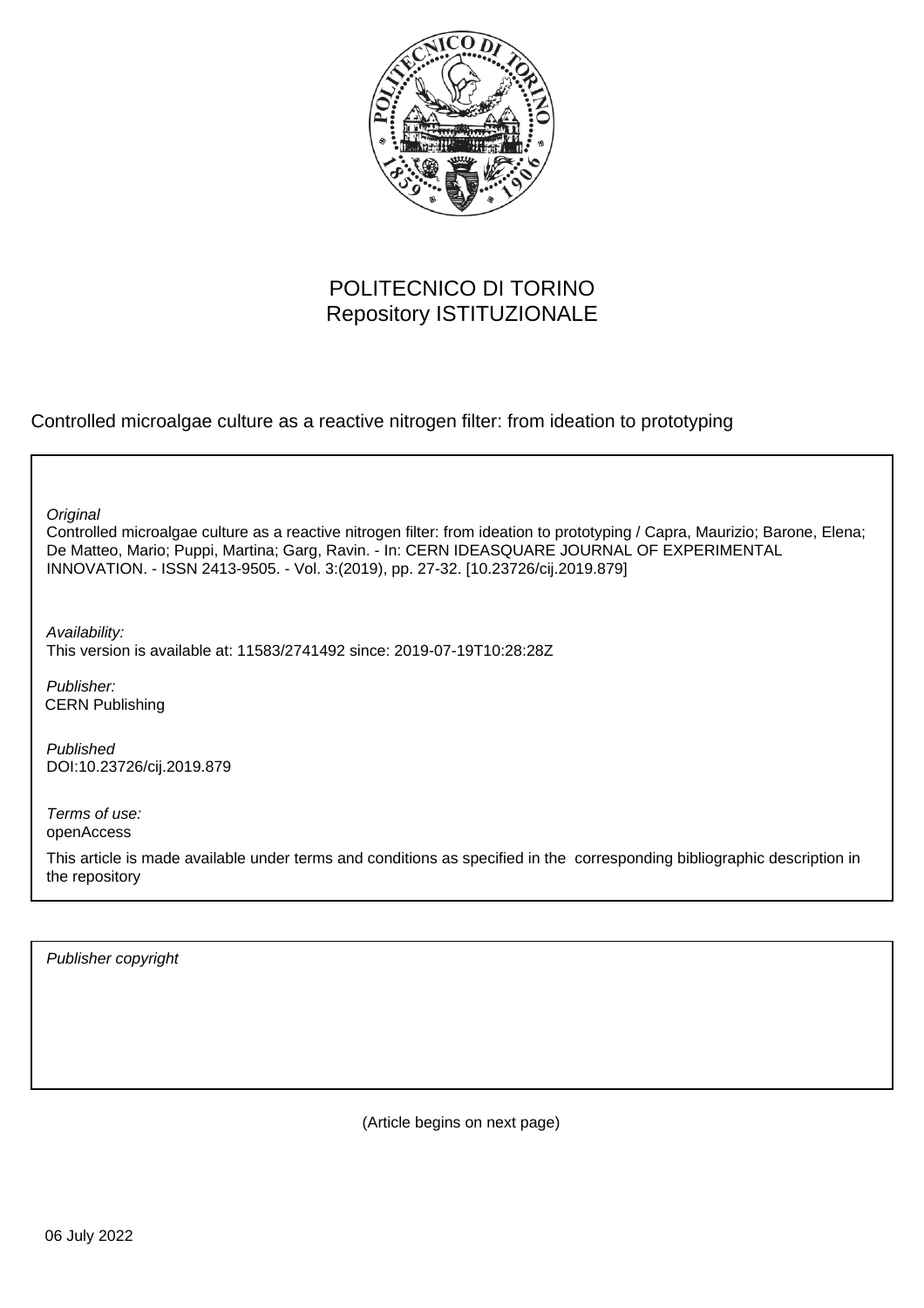POLITECNICO DI TORINO
Repository ISTITUZIONALE

Controlled microalgae culture as a reactive nitrogen filter: from ideation to prototyping

*Original*
Controlled microalgae culture as a reactive nitrogen filter: from ideation to prototyping / Capra, Maurizio; Barone, Elena; De Matteo, Mario; Puppi, Martina; Garg, Ravin. - In: CERN IDEASQUARE JOURNAL OF EXPERIMENTAL INNOVATION. - ISSN 2413-9505. - Vol. 3:(2019), pp. 27-32. [10.23726/cij.2019.879]

*Availability:*
This version is available at: 11583/2741492 since: 2019-07-19T10:28:28Z

*Publisher:*
CERN Publishing

*Published*
DOI:10.23726/cij.2019.879

*Terms of use:*
openAccess

This article is made available under terms and conditions as specified in the corresponding bibliographic description in the repository

*Publisher copyright*

(Article begins on next page)

06 July 2022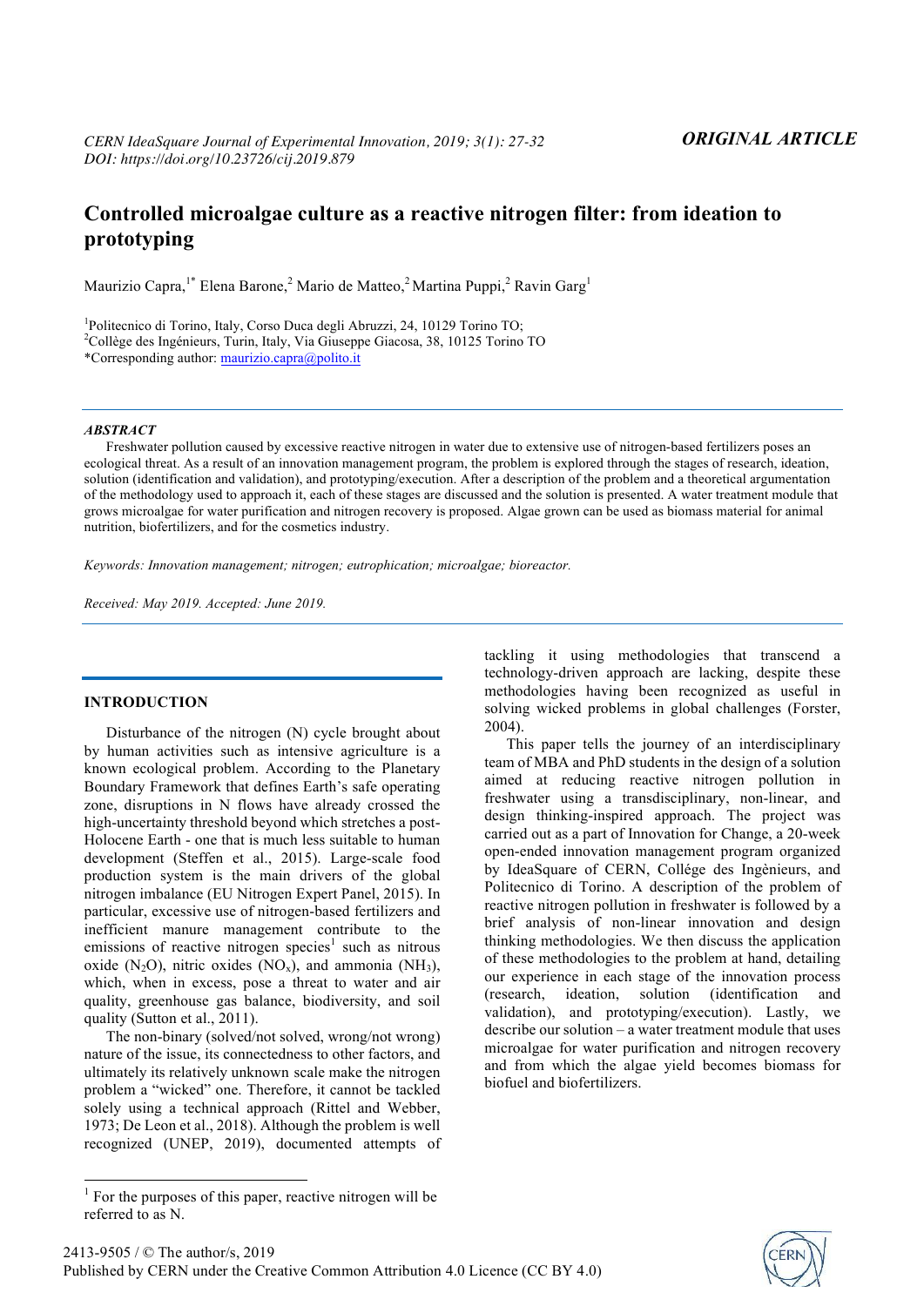# Controlled microalgae culture as a reactive nitrogen filter: from ideation to prototyping

Maurizio Capra,[1*] Elena Barone,[2] Mario de Matteo,[2] Martina Puppi,[2] Ravin Garg[1]

[1]Politecnico di Torino, Italy, Corso Duca degli Abruzzi, 24, 10129 Torino TO;
[2]Collège des Ingénieurs, Turin, Italy, Via Giuseppe Giacosa, 38, 10125 Torino TO
*Corresponding author: maurizio.capra@polito.it

***ABSTRACT***

Freshwater pollution caused by excessive reactive nitrogen in water due to extensive use of nitrogen-based fertilizers poses an ecological threat. As a result of an innovation management program, the problem is explored through the stages of research, ideation, solution (identification and validation), and prototyping/execution. After a description of the problem and a theoretical argumentation of the methodology used to approach it, each of these stages are discussed and the solution is presented. A water treatment module that grows microalgae for water purification and nitrogen recovery is proposed. Algae grown can be used as biomass material for animal nutrition, biofertilizers, and for the cosmetics industry.

*Keywords: Innovation management; nitrogen; eutrophication; microalgae; bioreactor.*

*Received: May 2019. Accepted: June 2019.*

## INTRODUCTION

Disturbance of the nitrogen (N) cycle brought about by human activities such as intensive agriculture is a known ecological problem. According to the Planetary Boundary Framework that defines Earth's safe operating zone, disruptions in N flows have already crossed the high-uncertainty threshold beyond which stretches a post-Holocene Earth - one that is much less suitable to human development (Steffen et al., 2015). Large-scale food production system is the main drivers of the global nitrogen imbalance (EU Nitrogen Expert Panel, 2015). In particular, excessive use of nitrogen-based fertilizers and inefficient manure management contribute to the emissions of reactive nitrogen species[1] such as nitrous oxide ($N_2O$), nitric oxides ($NO_x$), and ammonia ($NH_3$), which, when in excess, pose a threat to water and air quality, greenhouse gas balance, biodiversity, and soil quality (Sutton et al., 2011).

The non-binary (solved/not solved, wrong/not wrong) nature of the issue, its connectedness to other factors, and ultimately its relatively unknown scale make the nitrogen problem a "wicked" one. Therefore, it cannot be tackled solely using a technical approach (Rittel and Webber, 1973; De Leon et al., 2018). Although the problem is well recognized (UNEP, 2019), documented attempts of tackling it using methodologies that transcend a technology-driven approach are lacking, despite these methodologies having been recognized as useful in solving wicked problems in global challenges (Forster, 2004).

This paper tells the journey of an interdisciplinary team of MBA and PhD students in the design of a solution aimed at reducing reactive nitrogen pollution in freshwater using a transdisciplinary, non-linear, and design thinking-inspired approach. The project was carried out as a part of Innovation for Change, a 20-week open-ended innovation management program organized by IdeaSquare of CERN, Collége des Ingènieurs, and Politecnico di Torino. A description of the problem of reactive nitrogen pollution in freshwater is followed by a brief analysis of non-linear innovation and design thinking methodologies. We then discuss the application of these methodologies to the problem at hand, detailing our experience in each stage of the innovation process (research, ideation, solution (identification and validation), and prototyping/execution). Lastly, we describe our solution – a water treatment module that uses microalgae for water purification and nitrogen recovery and from which the algae yield becomes biomass for biofuel and biofertilizers.

[1] For the purposes of this paper, reactive nitrogen will be referred to as N.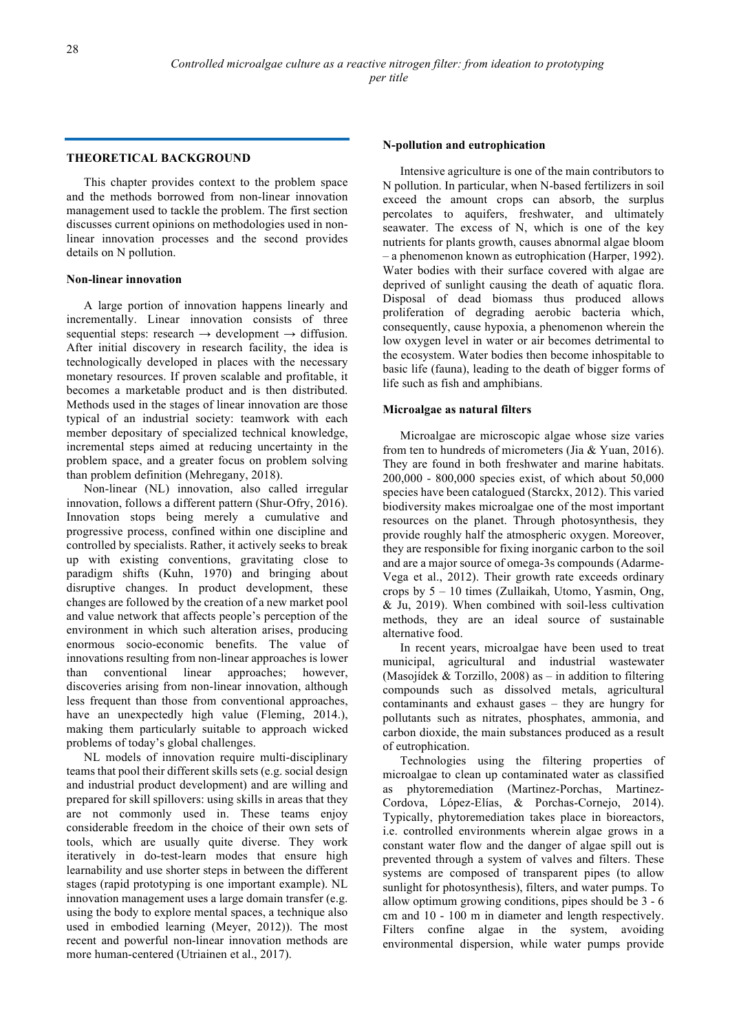## THEORETICAL BACKGROUND

This chapter provides context to the problem space and the methods borrowed from non-linear innovation management used to tackle the problem. The first section discusses current opinions on methodologies used in non-linear innovation processes and the second provides details on N pollution.

### Non-linear innovation

A large portion of innovation happens linearly and incrementally. Linear innovation consists of three sequential steps: research → development → diffusion. After initial discovery in research facility, the idea is technologically developed in places with the necessary monetary resources. If proven scalable and profitable, it becomes a marketable product and is then distributed. Methods used in the stages of linear innovation are those typical of an industrial society: teamwork with each member depositary of specialized technical knowledge, incremental steps aimed at reducing uncertainty in the problem space, and a greater focus on problem solving than problem definition (Mehregany, 2018).

Non-linear (NL) innovation, also called irregular innovation, follows a different pattern (Shur-Ofry, 2016). Innovation stops being merely a cumulative and progressive process, confined within one discipline and controlled by specialists. Rather, it actively seeks to break up with existing conventions, gravitating close to paradigm shifts (Kuhn, 1970) and bringing about disruptive changes. In product development, these changes are followed by the creation of a new market pool and value network that affects people's perception of the environment in which such alteration arises, producing enormous socio-economic benefits. The value of innovations resulting from non-linear approaches is lower than conventional linear approaches; however, discoveries arising from non-linear innovation, although less frequent than those from conventional approaches, have an unexpectedly high value (Fleming, 2014.), making them particularly suitable to approach wicked problems of today's global challenges.

NL models of innovation require multi-disciplinary teams that pool their different skills sets (e.g. social design and industrial product development) and are willing and prepared for skill spillovers: using skills in areas that they are not commonly used in. These teams enjoy considerable freedom in the choice of their own sets of tools, which are usually quite diverse. They work iteratively in do-test-learn modes that ensure high learnability and use shorter steps in between the different stages (rapid prototyping is one important example). NL innovation management uses a large domain transfer (e.g. using the body to explore mental spaces, a technique also used in embodied learning (Meyer, 2012)). The most recent and powerful non-linear innovation methods are more human-centered (Utriainen et al., 2017).

### N-pollution and eutrophication

Intensive agriculture is one of the main contributors to N pollution. In particular, when N-based fertilizers in soil exceed the amount crops can absorb, the surplus percolates to aquifers, freshwater, and ultimately seawater. The excess of N, which is one of the key nutrients for plants growth, causes abnormal algae bloom – a phenomenon known as eutrophication (Harper, 1992). Water bodies with their surface covered with algae are deprived of sunlight causing the death of aquatic flora. Disposal of dead biomass thus produced allows proliferation of degrading aerobic bacteria which, consequently, cause hypoxia, a phenomenon wherein the low oxygen level in water or air becomes detrimental to the ecosystem. Water bodies then become inhospitable to basic life (fauna), leading to the death of bigger forms of life such as fish and amphibians.

### Microalgae as natural filters

Microalgae are microscopic algae whose size varies from ten to hundreds of micrometers (Jia & Yuan, 2016). They are found in both freshwater and marine habitats. 200,000 - 800,000 species exist, of which about 50,000 species have been catalogued (Starckx, 2012). This varied biodiversity makes microalgae one of the most important resources on the planet. Through photosynthesis, they provide roughly half the atmospheric oxygen. Moreover, they are responsible for fixing inorganic carbon to the soil and are a major source of omega-3s compounds (Adarme-Vega et al., 2012). Their growth rate exceeds ordinary crops by 5 – 10 times (Zullaikah, Utomo, Yasmin, Ong, & Ju, 2019). When combined with soil-less cultivation methods, they are an ideal source of sustainable alternative food.

In recent years, microalgae have been used to treat municipal, agricultural and industrial wastewater (Masojídek & Torzillo, 2008) as – in addition to filtering compounds such as dissolved metals, agricultural contaminants and exhaust gases – they are hungry for pollutants such as nitrates, phosphates, ammonia, and carbon dioxide, the main substances produced as a result of eutrophication.

Technologies using the filtering properties of microalgae to clean up contaminated water as classified as phytoremediation (Martinez-Porchas, Martinez-Cordova, López-Elías, & Porchas-Cornejo, 2014). Typically, phytoremediation takes place in bioreactors, i.e. controlled environments wherein algae grows in a constant water flow and the danger of algae spill out is prevented through a system of valves and filters. These systems are composed of transparent pipes (to allow sunlight for photosynthesis), filters, and water pumps. To allow optimum growing conditions, pipes should be 3 - 6 cm and 10 - 100 m in diameter and length respectively. Filters confine algae in the system, avoiding environmental dispersion, while water pumps provide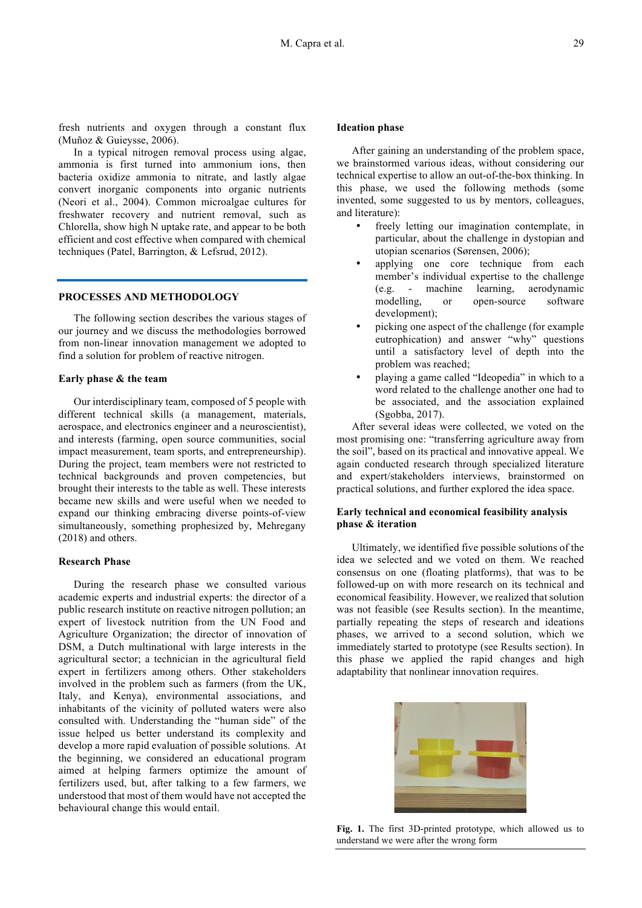fresh nutrients and oxygen through a constant flux (Muñoz & Guieysse, 2006).

In a typical nitrogen removal process using algae, ammonia is first turned into ammonium ions, then bacteria oxidize ammonia to nitrate, and lastly algae convert inorganic components into organic nutrients (Neori et al., 2004). Common microalgae cultures for freshwater recovery and nutrient removal, such as Chlorella, show high N uptake rate, and appear to be both efficient and cost effective when compared with chemical techniques (Patel, Barrington, & Lefsrud, 2012).

## PROCESSES AND METHODOLOGY

The following section describes the various stages of our journey and we discuss the methodologies borrowed from non-linear innovation management we adopted to find a solution for problem of reactive nitrogen.

### Early phase & the team

Our interdisciplinary team, composed of 5 people with different technical skills (a management, materials, aerospace, and electronics engineer and a neuroscientist), and interests (farming, open source communities, social impact measurement, team sports, and entrepreneurship). During the project, team members were not restricted to technical backgrounds and proven competencies, but brought their interests to the table as well. These interests became new skills and were useful when we needed to expand our thinking embracing diverse points-of-view simultaneously, something prophesized by, Mehregany (2018) and others.

### Research Phase

During the research phase we consulted various academic experts and industrial experts: the director of a public research institute on reactive nitrogen pollution; an expert of livestock nutrition from the UN Food and Agriculture Organization; the director of innovation of DSM, a Dutch multinational with large interests in the agricultural sector; a technician in the agricultural field expert in fertilizers among others. Other stakeholders involved in the problem such as farmers (from the UK, Italy, and Kenya), environmental associations, and inhabitants of the vicinity of polluted waters were also consulted with. Understanding the "human side" of the issue helped us better understand its complexity and develop a more rapid evaluation of possible solutions. At the beginning, we considered an educational program aimed at helping farmers optimize the amount of fertilizers used, but, after talking to a few farmers, we understood that most of them would have not accepted the behavioural change this would entail.

### Ideation phase

After gaining an understanding of the problem space, we brainstormed various ideas, without considering our technical expertise to allow an out-of-the-box thinking. In this phase, we used the following methods (some invented, some suggested to us by mentors, colleagues, and literature):

- freely letting our imagination contemplate, in particular, about the challenge in dystopian and utopian scenarios (Sørensen, 2006);
- applying one core technique from each member's individual expertise to the challenge (e.g. - machine learning, aerodynamic modelling, or open-source software development);
- picking one aspect of the challenge (for example eutrophication) and answer "why" questions until a satisfactory level of depth into the problem was reached;
- playing a game called "Ideopedia" in which to a word related to the challenge another one had to be associated, and the association explained (Sgobba, 2017).

After several ideas were collected, we voted on the most promising one: "transferring agriculture away from the soil", based on its practical and innovative appeal. We again conducted research through specialized literature and expert/stakeholders interviews, brainstormed on practical solutions, and further explored the idea space.

### Early technical and economical feasibility analysis phase & iteration

Ultimately, we identified five possible solutions of the idea we selected and we voted on them. We reached consensus on one (floating platforms), that was to be followed-up on with more research on its technical and economical feasibility. However, we realized that solution was not feasible (see Results section). In the meantime, partially repeating the steps of research and ideations phases, we arrived to a second solution, which we immediately started to prototype (see Results section). In this phase we applied the rapid changes and high adaptability that nonlinear innovation requires.

**Fig. 1.** The first 3D-printed prototype, which allowed us to understand we were after the wrong form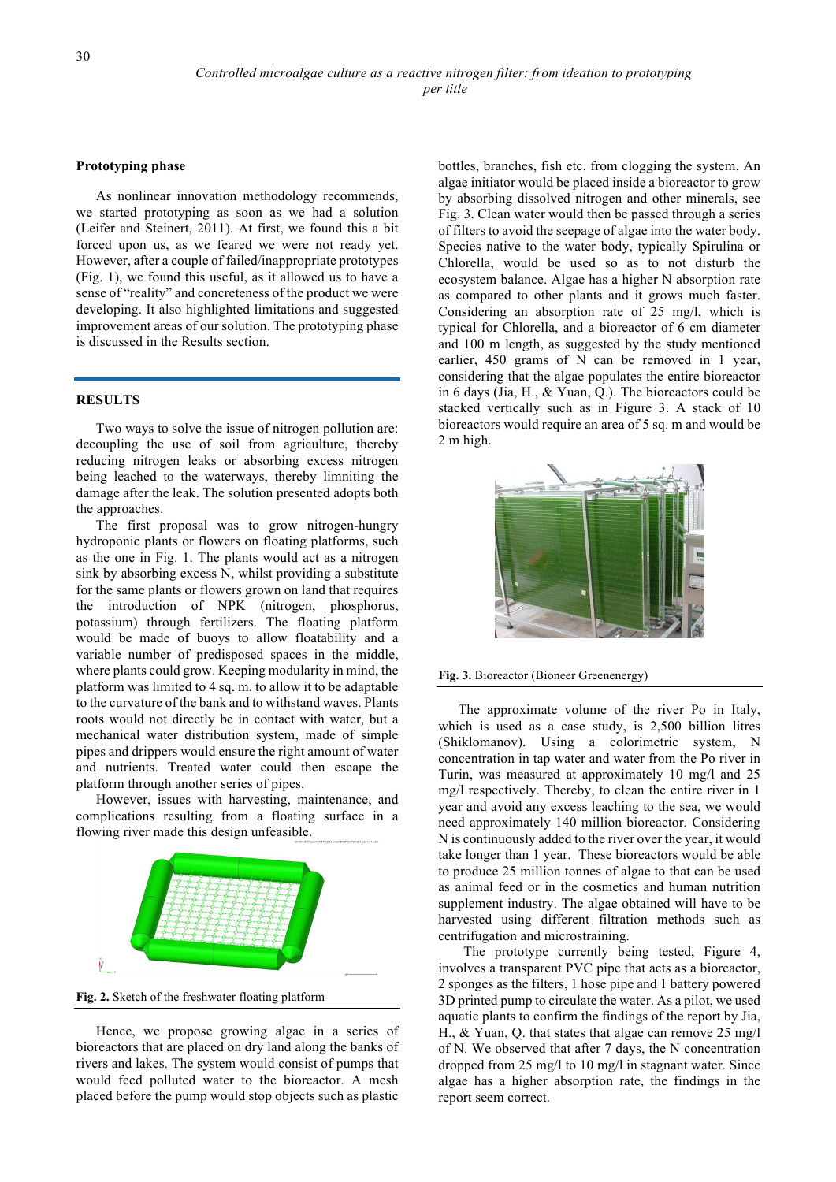## Prototyping phase

As nonlinear innovation methodology recommends, we started prototyping as soon as we had a solution (Leifer and Steinert, 2011). At first, we found this a bit forced upon us, as we feared we were not ready yet. However, after a couple of failed/inappropriate prototypes (Fig. 1), we found this useful, as it allowed us to have a sense of "reality" and concreteness of the product we were developing. It also highlighted limitations and suggested improvement areas of our solution. The prototyping phase is discussed in the Results section.

## RESULTS

Two ways to solve the issue of nitrogen pollution are: decoupling the use of soil from agriculture, thereby reducing nitrogen leaks or absorbing excess nitrogen being leached to the waterways, thereby limniting the damage after the leak. The solution presented adopts both the approaches.

The first proposal was to grow nitrogen-hungry hydroponic plants or flowers on floating platforms, such as the one in Fig. 1. The plants would act as a nitrogen sink by absorbing excess N, whilst providing a substitute for the same plants or flowers grown on land that requires the introduction of NPK (nitrogen, phosphorus, potassium) through fertilizers. The floating platform would be made of buoys to allow floatability and a variable number of predisposed spaces in the middle, where plants could grow. Keeping modularity in mind, the platform was limited to 4 sq. m. to allow it to be adaptable to the curvature of the bank and to withstand waves. Plants roots would not directly be in contact with water, but a mechanical water distribution system, made of simple pipes and drippers would ensure the right amount of water and nutrients. Treated water could then escape the platform through another series of pipes.

However, issues with harvesting, maintenance, and complications resulting from a floating surface in a flowing river made this design unfeasible.

**Fig. 2.** Sketch of the freshwater floating platform

Hence, we propose growing algae in a series of bioreactors that are placed on dry land along the banks of rivers and lakes. The system would consist of pumps that would feed polluted water to the bioreactor. A mesh placed before the pump would stop objects such as plastic bottles, branches, fish etc. from clogging the system. An algae initiator would be placed inside a bioreactor to grow by absorbing dissolved nitrogen and other minerals, see Fig. 3. Clean water would then be passed through a series of filters to avoid the seepage of algae into the water body. Species native to the water body, typically Spirulina or Chlorella, would be used so as to not disturb the ecosystem balance. Algae has a higher N absorption rate as compared to other plants and it grows much faster. Considering an absorption rate of 25 mg/l, which is typical for Chlorella, and a bioreactor of 6 cm diameter and 100 m length, as suggested by the study mentioned earlier, 450 grams of N can be removed in 1 year, considering that the algae populates the entire bioreactor in 6 days (Jia, H., & Yuan, Q.). The bioreactors could be stacked vertically such as in Figure 3. A stack of 10 bioreactors would require an area of 5 sq. m and would be 2 m high.

**Fig. 3.** Bioreactor (Bioneer Greenenergy)

The approximate volume of the river Po in Italy, which is used as a case study, is 2,500 billion litres (Shiklomanov). Using a colorimetric system, N concentration in tap water and water from the Po river in Turin, was measured at approximately 10 mg/l and 25 mg/l respectively. Thereby, to clean the entire river in 1 year and avoid any excess leaching to the sea, we would need approximately 140 million bioreactor. Considering N is continuously added to the river over the year, it would take longer than 1 year. These bioreactors would be able to produce 25 million tonnes of algae to that can be used as animal feed or in the cosmetics and human nutrition supplement industry. The algae obtained will have to be harvested using different filtration methods such as centrifugation and microstraining.

The prototype currently being tested, Figure 4, involves a transparent PVC pipe that acts as a bioreactor, 2 sponges as the filters, 1 hose pipe and 1 battery powered 3D printed pump to circulate the water. As a pilot, we used aquatic plants to confirm the findings of the report by Jia, H., & Yuan, Q. that states that algae can remove 25 mg/l of N. We observed that after 7 days, the N concentration dropped from 25 mg/l to 10 mg/l in stagnant water. Since algae has a higher absorption rate, the findings in the report seem correct.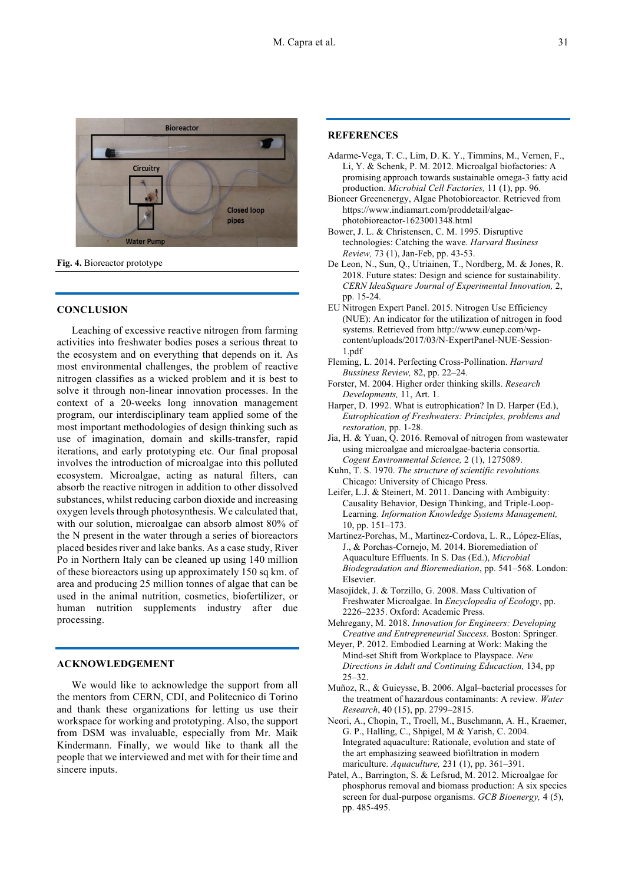Fig. 4. Bioreactor prototype

## CONCLUSION

Leaching of excessive reactive nitrogen from farming activities into freshwater bodies poses a serious threat to the ecosystem and on everything that depends on it. As most environmental challenges, the problem of reactive nitrogen classifies as a wicked problem and it is best to solve it through non-linear innovation processes. In the context of a 20-weeks long innovation management program, our interdisciplinary team applied some of the most important methodologies of design thinking such as use of imagination, domain and skills-transfer, rapid iterations, and early prototyping etc. Our final proposal involves the introduction of microalgae into this polluted ecosystem. Microalgae, acting as natural filters, can absorb the reactive nitrogen in addition to other dissolved substances, whilst reducing carbon dioxide and increasing oxygen levels through photosynthesis. We calculated that, with our solution, microalgae can absorb almost 80% of the N present in the water through a series of bioreactors placed besides river and lake banks. As a case study, River Po in Northern Italy can be cleaned up using 140 million of these bioreactors using up approximately 150 sq km. of area and producing 25 million tonnes of algae that can be used in the animal nutrition, cosmetics, biofertilizer, or human nutrition supplements industry after due processing.

## ACKNOWLEDGEMENT

We would like to acknowledge the support from all the mentors from CERN, CDI, and Politecnico di Torino and thank these organizations for letting us use their workspace for working and prototyping. Also, the support from DSM was invaluable, especially from Mr. Maik Kindermann. Finally, we would like to thank all the people that we interviewed and met with for their time and sincere inputs.

## REFERENCES

Adarme-Vega, T. C., Lim, D. K. Y., Timmins, M., Vernen, F., Li, Y. & Schenk, P. M. 2012. Microalgal biofactories: A promising approach towards sustainable omega-3 fatty acid production. *Microbial Cell Factories,* 11 (1), pp. 96.

Bioneer Greenenergy, Algae Photobioreactor. Retrieved from https://www.indiamart.com/proddetail/algae-photobioreactor-1623001348.html

Bower, J. L. & Christensen, C. M. 1995. Disruptive technologies: Catching the wave. *Harvard Business Review,* 73 (1), Jan-Feb, pp. 43-53.

De Leon, N., Sun, Q., Utriainen, T., Nordberg, M. & Jones, R. 2018. Future states: Design and science for sustainability. *CERN IdeaSquare Journal of Experimental Innovation,* 2, pp. 15-24.

EU Nitrogen Expert Panel. 2015. Nitrogen Use Efficiency (NUE): An indicator for the utilization of nitrogen in food systems. Retrieved from http://www.eunep.com/wp-content/uploads/2017/03/N-ExpertPanel-NUE-Session-1.pdf

Fleming, L. 2014. Perfecting Cross-Pollination. *Harvard Bussiness Review,* 82, pp. 22–24.

Forster, M. 2004. Higher order thinking skills. *Research Developments,* 11, Art. 1.

Harper, D. 1992. What is eutrophication? In D. Harper (Ed.), *Eutrophication of Freshwaters: Principles, problems and restoration,* pp. 1-28.

Jia, H. & Yuan, Q. 2016. Removal of nitrogen from wastewater using microalgae and microalgae-bacteria consortia. *Cogent Environmental Science,* 2 (1), 1275089.

Kuhn, T. S. 1970. *The structure of scientific revolutions.* Chicago: University of Chicago Press.

Leifer, L.J. & Steinert, M. 2011. Dancing with Ambiguity: Causality Behavior, Design Thinking, and Triple-Loop-Learning. *Information Knowledge Systems Management,* 10, pp. 151–173.

Martinez-Porchas, M., Martinez-Cordova, L. R., López-Elías, J., & Porchas-Cornejo, M. 2014. Bioremediation of Aquaculture Effluents. In S. Das (Ed.), *Microbial Biodegradation and Bioremediation*, pp. 541–568. London: Elsevier.

Masojídek, J. & Torzillo, G. 2008. Mass Cultivation of Freshwater Microalgae. In *Encyclopedia of Ecology*, pp. 2226–2235. Oxford: Academic Press.

Mehregany, M. 2018. *Innovation for Engineers: Developing Creative and Entrepreneurial Success.* Boston: Springer.

Meyer, P. 2012. Embodied Learning at Work: Making the Mind-set Shift from Workplace to Playspace. *New Directions in Adult and Continuing Educaction,* 134, pp 25–32.

Muñoz, R., & Guieysse, B. 2006. Algal–bacterial processes for the treatment of hazardous contaminants: A review. *Water Research*, 40 (15), pp. 2799–2815.

Neori, A., Chopin, T., Troell, M., Buschmann, A. H., Kraemer, G. P., Halling, C., Shpigel, M & Yarish, C. 2004. Integrated aquaculture: Rationale, evolution and state of the art emphasizing seaweed biofiltration in modern mariculture. *Aquaculture,* 231 (1), pp. 361–391.

Patel, A., Barrington, S. & Lefsrud, M. 2012. Microalgae for phosphorus removal and biomass production: A six species screen for dual-purpose organisms. *GCB Bioenergy,* 4 (5), pp. 485-495.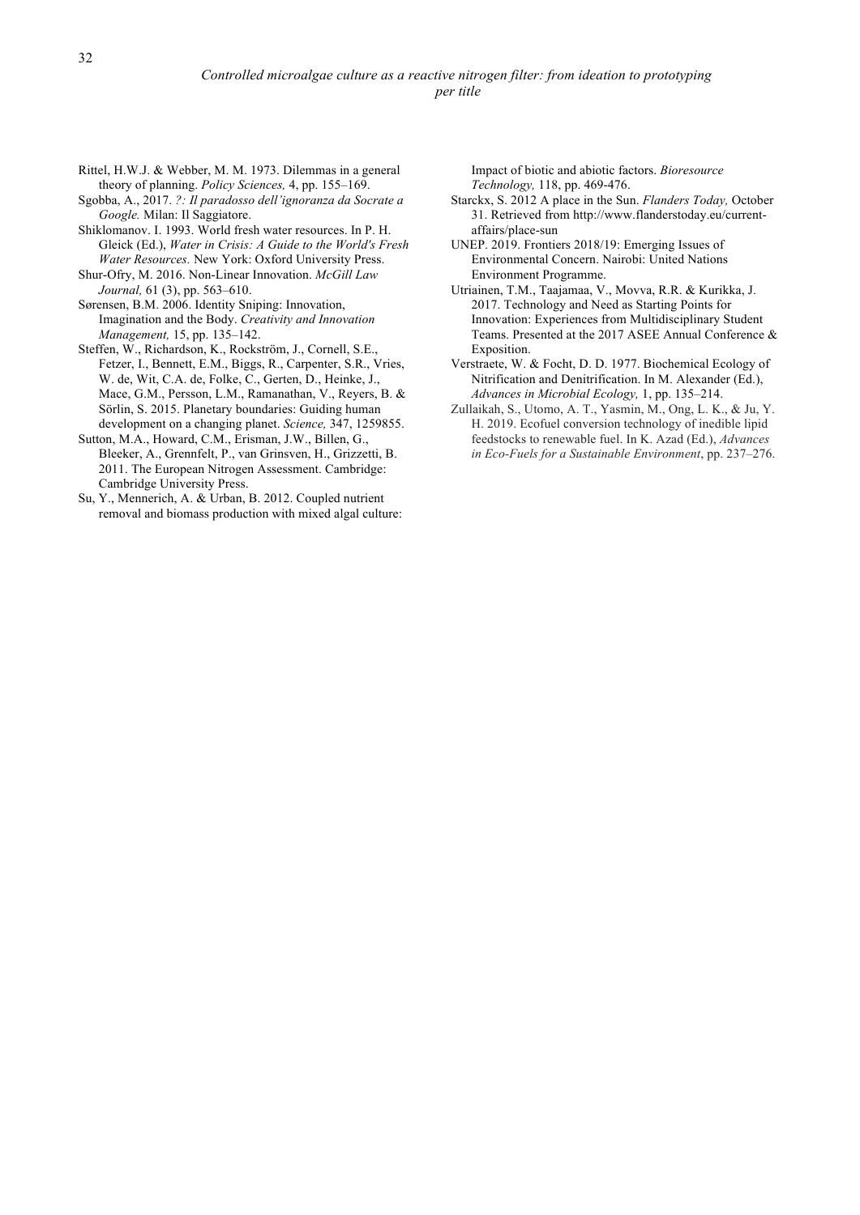Rittel, H.W.J. & Webber, M. M. 1973. Dilemmas in a general theory of planning. *Policy Sciences,* 4, pp. 155–169.

Sgobba, A., 2017. *?: Il paradosso dell'ignoranza da Socrate a Google.* Milan: Il Saggiatore.

Shiklomanov. I. 1993. World fresh water resources. In P. H. Gleick (Ed.), *Water in Crisis: A Guide to the World's Fresh Water Resources.* New York: Oxford University Press.

Shur-Ofry, M. 2016. Non-Linear Innovation. *McGill Law Journal,* 61 (3), pp. 563–610.

Sørensen, B.M. 2006. Identity Sniping: Innovation, Imagination and the Body. *Creativity and Innovation Management,* 15, pp. 135–142.

Steffen, W., Richardson, K., Rockström, J., Cornell, S.E., Fetzer, I., Bennett, E.M., Biggs, R., Carpenter, S.R., Vries, W. de, Wit, C.A. de, Folke, C., Gerten, D., Heinke, J., Mace, G.M., Persson, L.M., Ramanathan, V., Reyers, B. & Sörlin, S. 2015. Planetary boundaries: Guiding human development on a changing planet. *Science,* 347, 1259855.

Sutton, M.A., Howard, C.M., Erisman, J.W., Billen, G., Bleeker, A., Grennfelt, P., van Grinsven, H., Grizzetti, B. 2011. The European Nitrogen Assessment. Cambridge: Cambridge University Press.

Su, Y., Mennerich, A. & Urban, B. 2012. Coupled nutrient removal and biomass production with mixed algal culture: Impact of biotic and abiotic factors. *Bioresource Technology,* 118, pp. 469-476.

Starckx, S. 2012 A place in the Sun. *Flanders Today,* October 31. Retrieved from http://www.flanderstoday.eu/current-affairs/place-sun

UNEP. 2019. Frontiers 2018/19: Emerging Issues of Environmental Concern. Nairobi: United Nations Environment Programme.

Utriainen, T.M., Taajamaa, V., Movva, R.R. & Kurikka, J. 2017. Technology and Need as Starting Points for Innovation: Experiences from Multidisciplinary Student Teams. Presented at the 2017 ASEE Annual Conference & Exposition.

Verstraete, W. & Focht, D. D. 1977. Biochemical Ecology of Nitrification and Denitrification. In M. Alexander (Ed.), *Advances in Microbial Ecology,* 1, pp. 135–214.

Zullaikah, S., Utomo, A. T., Yasmin, M., Ong, L. K., & Ju, Y. H. 2019. Ecofuel conversion technology of inedible lipid feedstocks to renewable fuel. In K. Azad (Ed.), *Advances in Eco-Fuels for a Sustainable Environment*, pp. 237–276.